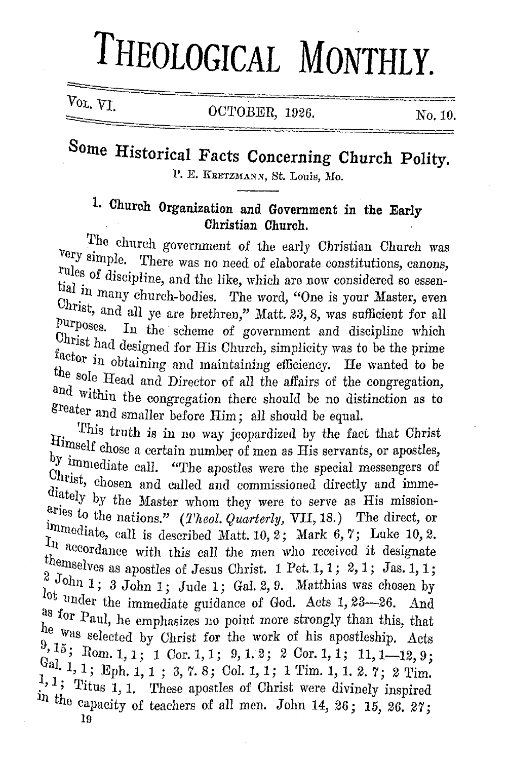# THEOLOGICAL MONTHLY.

VOL. VI. OCTOBER, 1926. No. 10.

## Some Historical Facts Concerning Church Polity.

P. E. KRETZMANN, St. Louis, Mo.

### 1. Church Organization and Government in the Early Christian Church.

The church government of the early Christian Church was very simple. There was no need of elaborate constitutions, canons, rules of discipline, and the like, which are now considered so essential in many church-bodies. The word, "One is your Master, even Christ, and all ye are brethren," Matt. 23, 8, was sufficient for all purposes. In the scheme of government and discipline which Christ had designed for His Church, simplicity was to be the prime factor in obtaining and maintaining efficiency. He wanted to be the sole Head and Director of all the affairs of the congregation, and within the congregation there should be no distinction as to greater and smaller before Him; all should be equal.

This truth is in no way jeopardized by the fact that Christ Himself chose a certain number of men as His servants, or apostles, by immediate call. "The apostles were the special messengers of Christ, chosen and called and commissioned directly and immediately by the Master whom they were to serve as His missionaries to the nations." (*Theol. Quarterly,* VII, 18.) The direct, or immediate, call is described Matt. 10, 2; Mark 6, 7; Luke 10, 2. In accordance with this call the men who received it designate themselves as apostles of Jesus Christ. 1 Pet. 1, 1; 2, 1; Jas. 1, 1; 2 John 1; 3 John 1; Jude 1; Gal. 2, 9. Matthias was chosen by lot under the immediate guidance of God. Acts 1, 23—26. And as for Paul, he emphasizes no point more strongly than this, that he was selected by Christ for the work of his apostleship. Acts 9, 15; Rom. 1, 1; 1 Cor. 1, 1; 9, 1. 2; 2 Cor. 1, 1; 11, 1—12, 9; Gal. 1, 1; Eph. 1, 1 ; 3, 7. 8; Col. 1, 1; 1 Tim. 1, 1. 2. 7; 2 Tim. 1, 1; Titus 1, 1. These apostles of Christ were divinely inspired in the capacity of teachers of all men. John 14, 26; 15, 26. 27;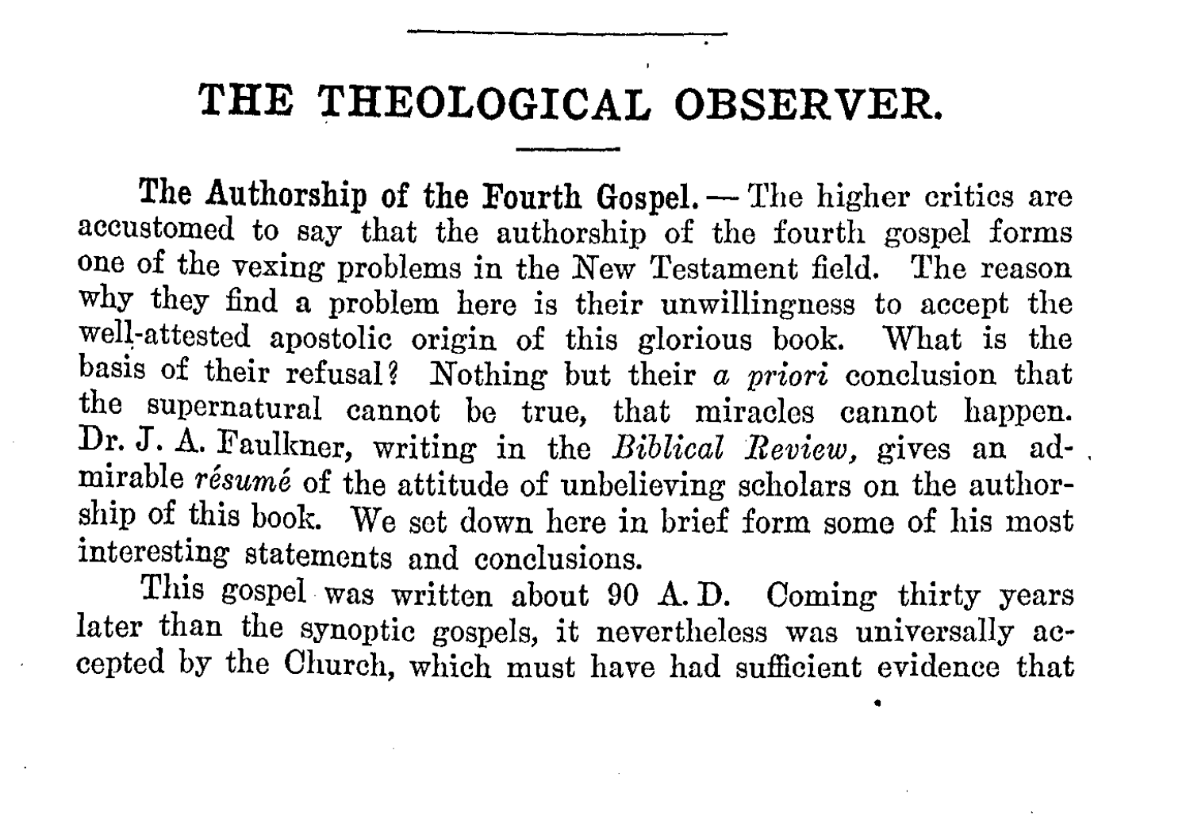# THE THEOLOGICAL OBSERVER.

**The Authorship of the Fourth Gospel.** — The higher critics are accustomed to say that the authorship of the fourth gospel forms one of the vexing problems in the New Testament field. The reason why they find a problem here is their unwillingness to accept the well-attested apostolic origin of this glorious book. What is the basis of their refusal? Nothing but their *a priori* conclusion that the supernatural cannot be true, that miracles cannot happen. Dr. J. A. Faulkner, writing in the *Biblical Review*, gives an admirable *résumé* of the attitude of unbelieving scholars on the authorship of this book. We set down here in brief form some of his most interesting statements and conclusions.

This gospel was written about 90 A. D. Coming thirty years later than the synoptic gospels, it nevertheless was universally accepted by the Church, which must have had sufficient evidence that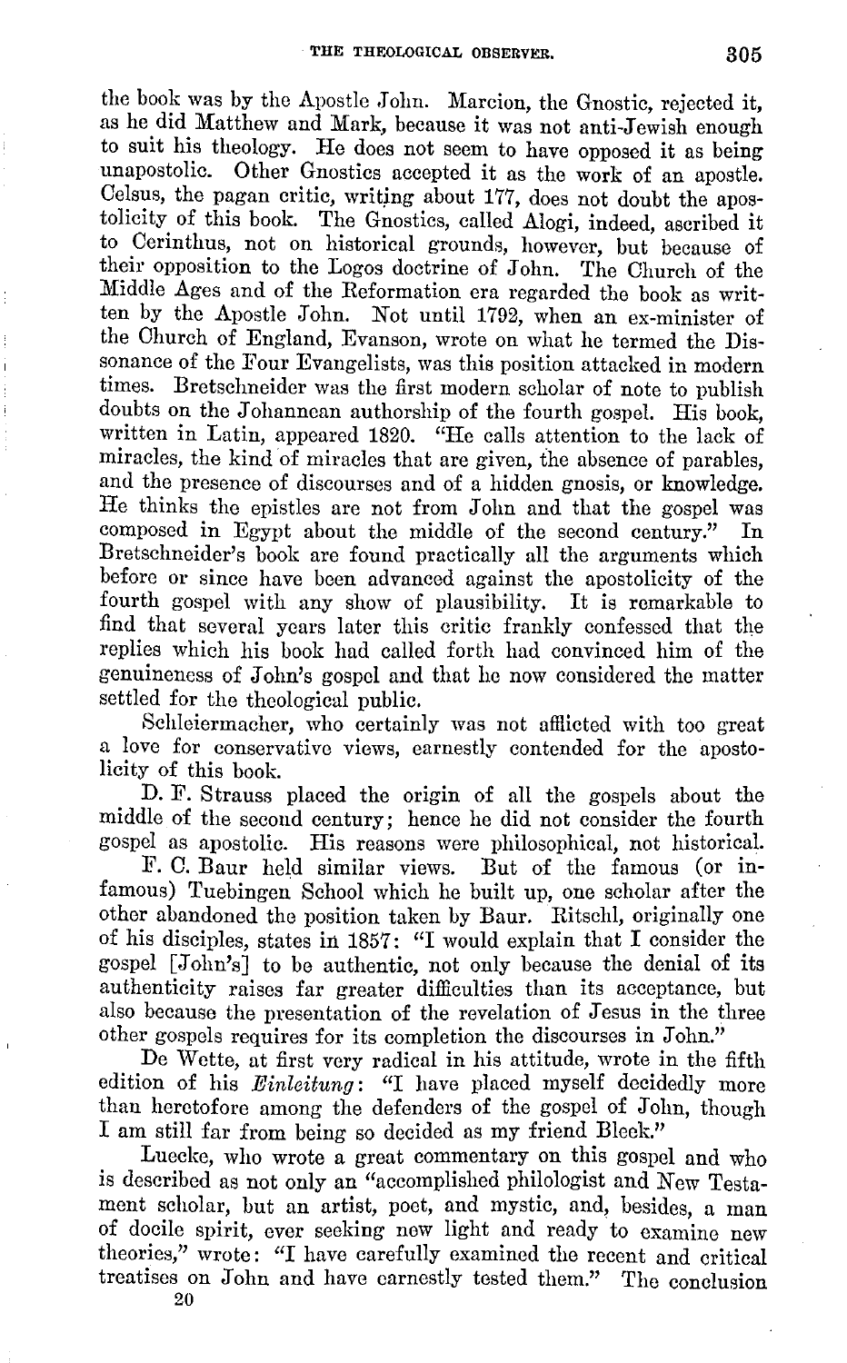the book was by the Apostle John. Marcion, the Gnostic, rejected it, as he did Matthew and Mark, because it was not anti-Jewish enough to suit his theology. He does not seem to have opposed it as being unapostolic. Other Gnostics accepted it as the work of an apostle. Celsus, the pagan critic, writing about 177, does not doubt the apostolicity of this book. The Gnostics, called Alogi, indeed, ascribed it to Cerinthus, not on historical grounds, however, but because of their opposition to the Logos doctrine of John. The Church of the Middle Ages and of the Reformation era regarded the book as written by the Apostle John. Not until 1792, when an ex-minister of the Church of England, Evanson, wrote on what he termed the Dissonance of the Four Evangelists, was this position attacked in modern times. Bretschneider was the first modern scholar of note to publish doubts on the Johannean authorship of the fourth gospel. His book, written in Latin, appeared 1820. "He calls attention to the lack of miracles, the kind of miracles that are given, the absence of parables, and the presence of discourses and of a hidden gnosis, or knowledge. He thinks the epistles are not from John and that the gospel was composed in Egypt about the middle of the second century." In Bretschneider's book are found practically all the arguments which before or since have been advanced against the apostolicity of the fourth gospel with any show of plausibility. It is remarkable to find that several years later this critic frankly confessed that the replies which his book had called forth had convinced him of the genuineness of John's gospel and that he now considered the matter settled for the theological public.

Schleiermacher, who certainly was not afflicted with too great a love for conservative views, earnestly contended for the apostolicity of this book.

D. F. Strauss placed the origin of all the gospels about the middle of the second century; hence he did not consider the fourth gospel as apostolic. His reasons were philosophical, not historical.

F. C. Baur held similar views. But of the famous (or infamous) Tuebingen School which he built up, one scholar after the other abandoned the position taken by Baur. Ritschl, originally one of his disciples, states in 1857: "I would explain that I consider the gospel [John's] to be authentic, not only because the denial of its authenticity raises far greater difficulties than its acceptance, but also because the presentation of the revelation of Jesus in the three other gospels requires for its completion the discourses in John."

De Wette, at first very radical in his attitude, wrote in the fifth edition of his *Einleitung*: "I have placed myself decidedly more than heretofore among the defenders of the gospel of John, though I am still far from being so decided as my friend Bleek."

Luecke, who wrote a great commentary on this gospel and who is described as not only an "accomplished philologist and New Testament scholar, but an artist, poet, and mystic, and, besides, a man of docile spirit, ever seeking new light and ready to examine new theories," wrote: "I have carefully examined the recent and critical treatises on John and have earnestly tested them." The conclusion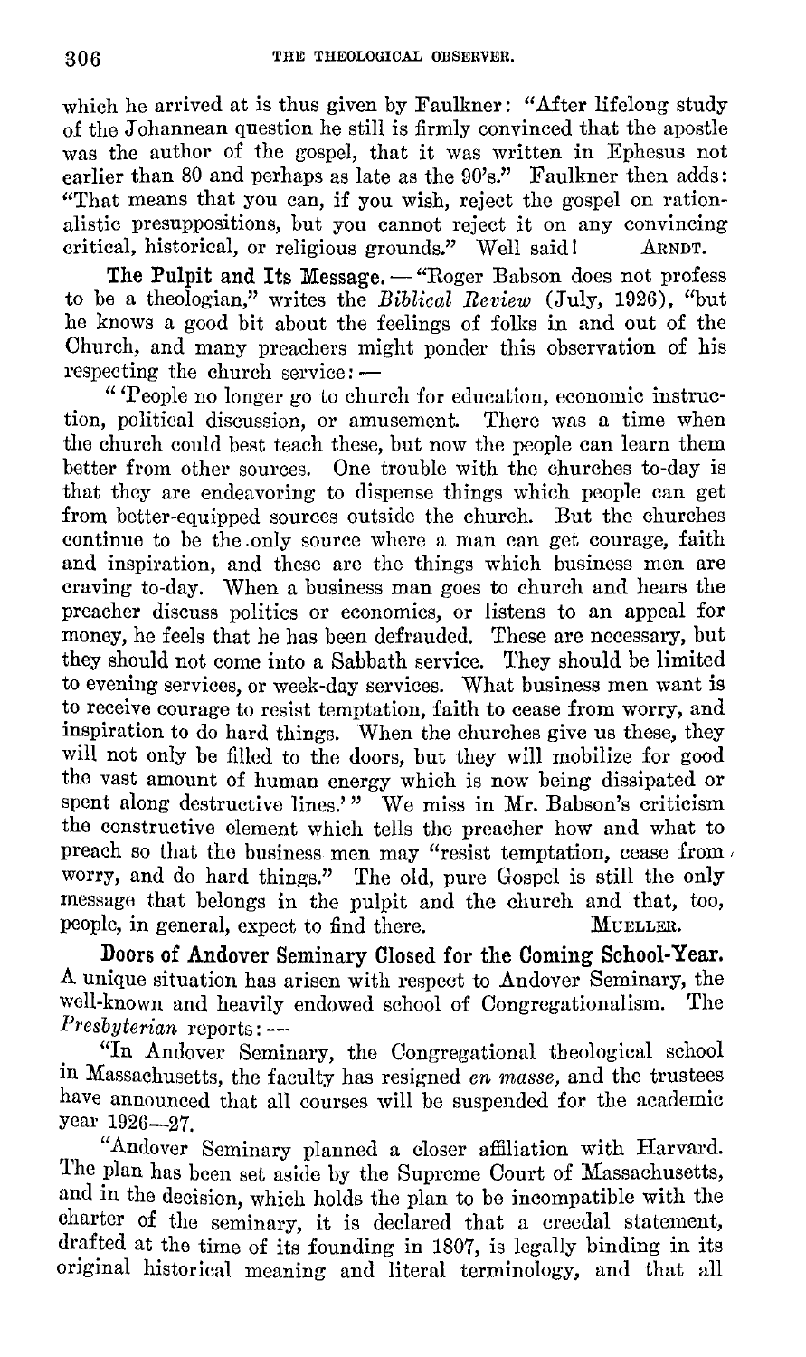which he arrived at is thus given by Faulkner: "After lifelong study of the Johannean question he still is firmly convinced that the apostle was the author of the gospel, that it was written in Ephesus not earlier than 80 and perhaps as late as the 90's." Faulkner then adds: "That means that you can, if you wish, reject the gospel on rationalistic presuppositions, but you cannot reject it on any convincing critical, historical, or religious grounds." Well said! ARNDT.

**The Pulpit and Its Message.** — "Roger Babson does not profess to be a theologian," writes the *Biblical Review* (July, 1926), "but he knows a good bit about the feelings of folks in and out of the Church, and many preachers might ponder this observation of his respecting the church service: —

" 'People no longer go to church for education, economic instruction, political discussion, or amusement. There was a time when the church could best teach these, but now the people can learn them better from other sources. One trouble with the churches to-day is that they are endeavoring to dispense things which people can get from better-equipped sources outside the church. But the churches continue to be the only source where a man can get courage, faith and inspiration, and these are the things which business men are craving to-day. When a business man goes to church and hears the preacher discuss politics or economics, or listens to an appeal for money, he feels that he has been defrauded. These are necessary, but they should not come into a Sabbath service. They should be limited to evening services, or week-day services. What business men want is to receive courage to resist temptation, faith to cease from worry, and inspiration to do hard things. When the churches give us these, they will not only be filled to the doors, but they will mobilize for good the vast amount of human energy which is now being dissipated or spent along destructive lines.' " We miss in Mr. Babson's criticism the constructive element which tells the preacher how and what to preach so that the business men may "resist temptation, cease from worry, and do hard things." The old, pure Gospel is still the only message that belongs in the pulpit and the church and that, too, people, in general, expect to find there. MUELLER.

**Doors of Andover Seminary Closed for the Coming School-Year.** A unique situation has arisen with respect to Andover Seminary, the well-known and heavily endowed school of Congregationalism. The *Presbyterian* reports: —

"In Andover Seminary, the Congregational theological school in Massachusetts, the faculty has resigned *en masse*, and the trustees have announced that all courses will be suspended for the academic year 1926—27.

"Andover Seminary planned a closer affiliation with Harvard. The plan has been set aside by the Supreme Court of Massachusetts, and in the decision, which holds the plan to be incompatible with the charter of the seminary, it is declared that a creedal statement, drafted at the time of its founding in 1807, is legally binding in its original historical meaning and literal terminology, and that all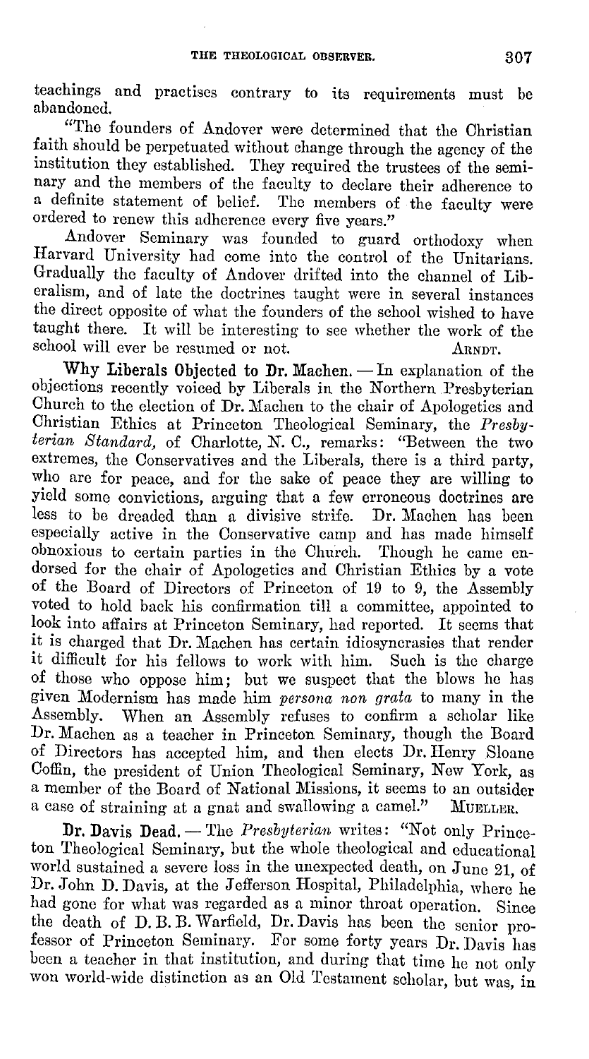teachings and practises contrary to its requirements must be abandoned.

"The founders of Andover were determined that the Christian faith should be perpetuated without change through the agency of the institution they established. They required the trustees of the seminary and the members of the faculty to declare their adherence to a definite statement of belief. The members of the faculty were ordered to renew this adherence every five years."

Andover Seminary was founded to guard orthodoxy when Harvard University had come into the control of the Unitarians. Gradually the faculty of Andover drifted into the channel of Liberalism, and of late the doctrines taught were in several instances the direct opposite of what the founders of the school wished to have taught there. It will be interesting to see whether the work of the school will ever be resumed or not. ARNDT.

**Why Liberals Objected to Dr. Machen.** — In explanation of the objections recently voiced by Liberals in the Northern Presbyterian Church to the election of Dr. Machen to the chair of Apologetics and Christian Ethics at Princeton Theological Seminary, the *Presbyterian Standard*, of Charlotte, N. C., remarks: "Between the two extremes, the Conservatives and the Liberals, there is a third party, who are for peace, and for the sake of peace they are willing to yield some convictions, arguing that a few erroneous doctrines are less to be dreaded than a divisive strife. Dr. Machen has been especially active in the Conservative camp and has made himself obnoxious to certain parties in the Church. Though he came endorsed for the chair of Apologetics and Christian Ethics by a vote of the Board of Directors of Princeton of 19 to 9, the Assembly voted to hold back his confirmation till a committee, appointed to look into affairs at Princeton Seminary, had reported. It seems that it is charged that Dr. Machen has certain idiosyncrasies that render it difficult for his fellows to work with him. Such is the charge of those who oppose him; but we suspect that the blows he has given Modernism has made him *persona non grata* to many in the Assembly. When an Assembly refuses to confirm a scholar like Dr. Machen as a teacher in Princeton Seminary, though the Board of Directors has accepted him, and then elects Dr. Henry Sloane Coffin, the president of Union Theological Seminary, New York, as a member of the Board of National Missions, it seems to an outsider a case of straining at a gnat and swallowing a camel." MUELLER.

**Dr. Davis Dead.** — The *Presbyterian* writes: "Not only Princeton Theological Seminary, but the whole theological and educational world sustained a severe loss in the unexpected death, on June 21, of Dr. John D. Davis, at the Jefferson Hospital, Philadelphia, where he had gone for what was regarded as a minor throat operation. Since the death of D. B. B. Warfield, Dr. Davis has been the senior professor of Princeton Seminary. For some forty years Dr. Davis has been a teacher in that institution, and during that time he not only won world-wide distinction as an Old Testament scholar, but was, in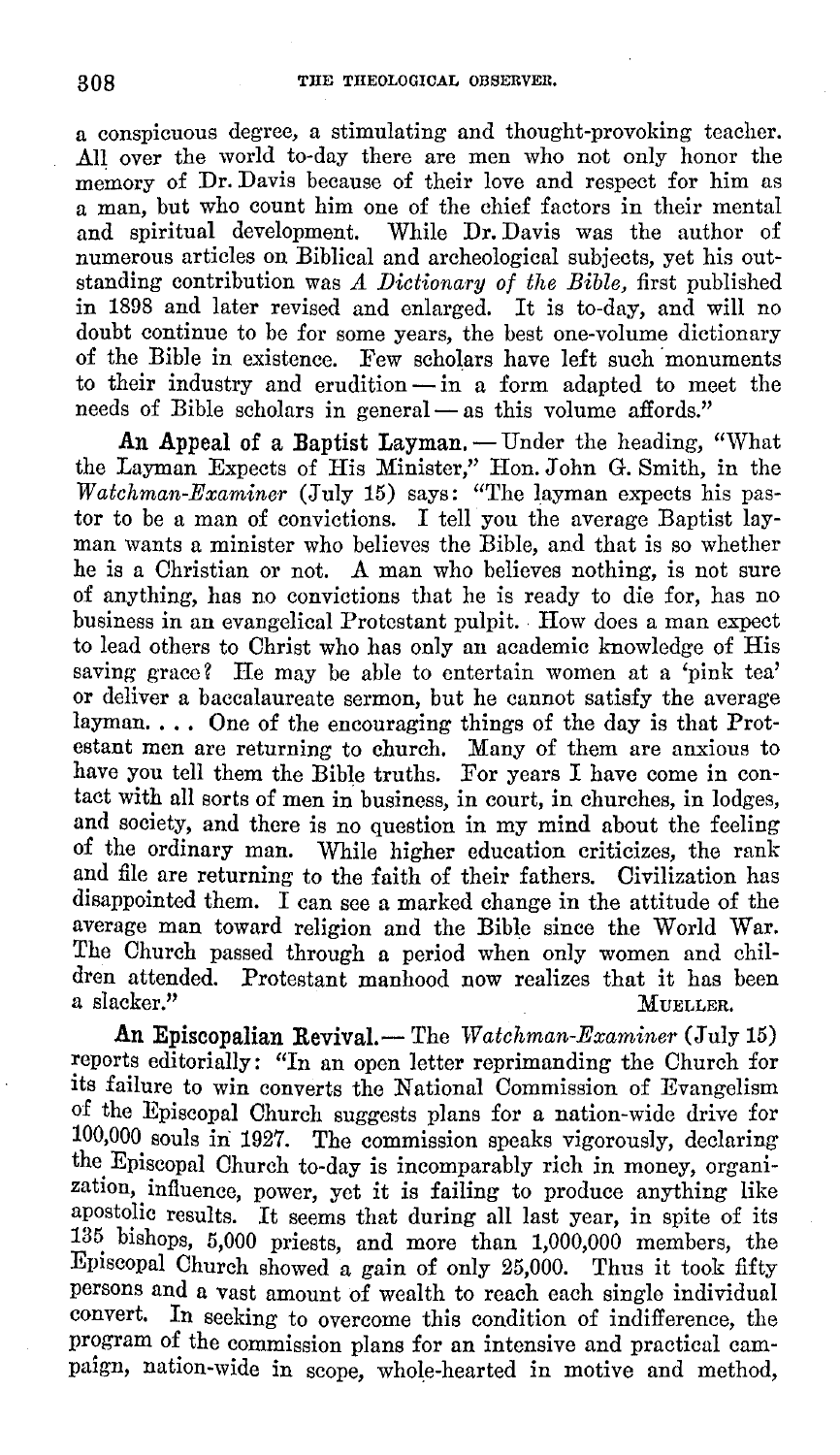a conspicuous degree, a stimulating and thought-provoking teacher. All over the world to-day there are men who not only honor the memory of Dr. Davis because of their love and respect for him as a man, but who count him one of the chief factors in their mental and spiritual development. While Dr. Davis was the author of numerous articles on Biblical and archeological subjects, yet his outstanding contribution was *A Dictionary of the Bible,* first published in 1898 and later revised and enlarged. It is to-day, and will no doubt continue to be for some years, the best one-volume dictionary of the Bible in existence. Few scholars have left such monuments to their industry and erudition — in a form adapted to meet the needs of Bible scholars in general — as this volume affords."

**An Appeal of a Baptist Layman.** — Under the heading, "What the Layman Expects of His Minister," Hon. John G. Smith, in the *Watchman-Examiner* (July 15) says: "The layman expects his pastor to be a man of convictions. I tell you the average Baptist layman wants a minister who believes the Bible, and that is so whether he is a Christian or not. A man who believes nothing, is not sure of anything, has no convictions that he is ready to die for, has no business in an evangelical Protestant pulpit. How does a man expect to lead others to Christ who has only an academic knowledge of His saving grace? He may be able to entertain women at a 'pink tea' or deliver a baccalaureate sermon, but he cannot satisfy the average layman. . . . One of the encouraging things of the day is that Protestant men are returning to church. Many of them are anxious to have you tell them the Bible truths. For years I have come in contact with all sorts of men in business, in court, in churches, in lodges, and society, and there is no question in my mind about the feeling of the ordinary man. While higher education criticizes, the rank and file are returning to the faith of their fathers. Civilization has disappointed them. I can see a marked change in the attitude of the average man toward religion and the Bible since the World War. The Church passed through a period when only women and children attended. Protestant manhood now realizes that it has been a slacker."

MUELLER.

**An Episcopalian Revival.** — The *Watchman-Examiner* (July 15) reports editorially: "In an open letter reprimanding the Church for its failure to win converts the National Commission of Evangelism of the Episcopal Church suggests plans for a nation-wide drive for 100,000 souls in 1927. The commission speaks vigorously, declaring the Episcopal Church to-day is incomparably rich in money, organization, influence, power, yet it is failing to produce anything like apostolic results. It seems that during all last year, in spite of its 135 bishops, 5,000 priests, and more than 1,000,000 members, the Episcopal Church showed a gain of only 25,000. Thus it took fifty persons and a vast amount of wealth to reach each single individual convert. In seeking to overcome this condition of indifference, the program of the commission plans for an intensive and practical campaign, nation-wide in scope, whole-hearted in motive and method,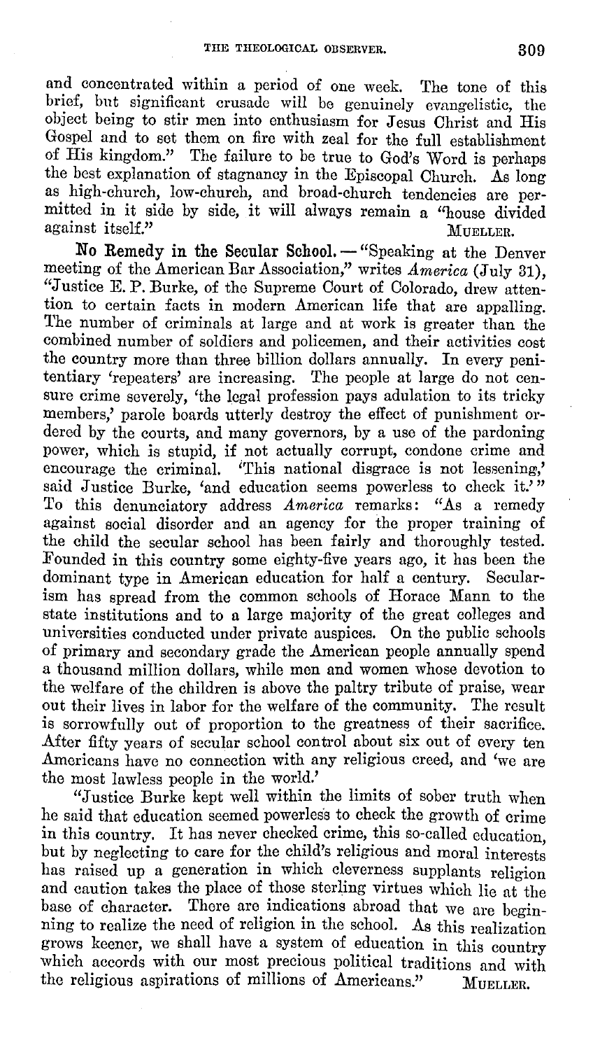and concentrated within a period of one week. The tone of this brief, but significant crusade will be genuinely evangelistic, the object being to stir men into enthusiasm for Jesus Christ and His Gospel and to set them on fire with zeal for the full establishment of His kingdom." The failure to be true to God's Word is perhaps the best explanation of stagnancy in the Episcopal Church. As long as high-church, low-church, and broad-church tendencies are permitted in it side by side, it will always remain a "house divided against itself." MUELLER.

**No Remedy in the Secular School.** — "Speaking at the Denver meeting of the American Bar Association," writes *America* (July 31), "Justice E. P. Burke, of the Supreme Court of Colorado, drew attention to certain facts in modern American life that are appalling. The number of criminals at large and at work is greater than the combined number of soldiers and policemen, and their activities cost the country more than three billion dollars annually. In every penitentiary 'repeaters' are increasing. The people at large do not censure crime severely, 'the legal profession pays adulation to its tricky members,' parole boards utterly destroy the effect of punishment ordered by the courts, and many governors, by a use of the pardoning power, which is stupid, if not actually corrupt, condone crime and encourage the criminal. 'This national disgrace is not lessening,' said Justice Burke, 'and education seems powerless to check it.'" To this denunciatory address *America* remarks: "As a remedy against social disorder and an agency for the proper training of the child the secular school has been fairly and thoroughly tested. Founded in this country some eighty-five years ago, it has been the dominant type in American education for half a century. Secularism has spread from the common schools of Horace Mann to the state institutions and to a large majority of the great colleges and universities conducted under private auspices. On the public schools of primary and secondary grade the American people annually spend a thousand million dollars, while men and women whose devotion to the welfare of the children is above the paltry tribute of praise, wear out their lives in labor for the welfare of the community. The result is sorrowfully out of proportion to the greatness of their sacrifice. After fifty years of secular school control about six out of every ten Americans have no connection with any religious creed, and 'we are the most lawless people in the world.'

"Justice Burke kept well within the limits of sober truth when he said that education seemed powerless to check the growth of crime in this country. It has never checked crime, this so-called education, but by neglecting to care for the child's religious and moral interests has raised up a generation in which cleverness supplants religion and caution takes the place of those sterling virtues which lie at the base of character. There are indications abroad that we are beginning to realize the need of religion in the school. As this realization grows keener, we shall have a system of education in this country which accords with our most precious political traditions and with the religious aspirations of millions of Americans." MUELLER.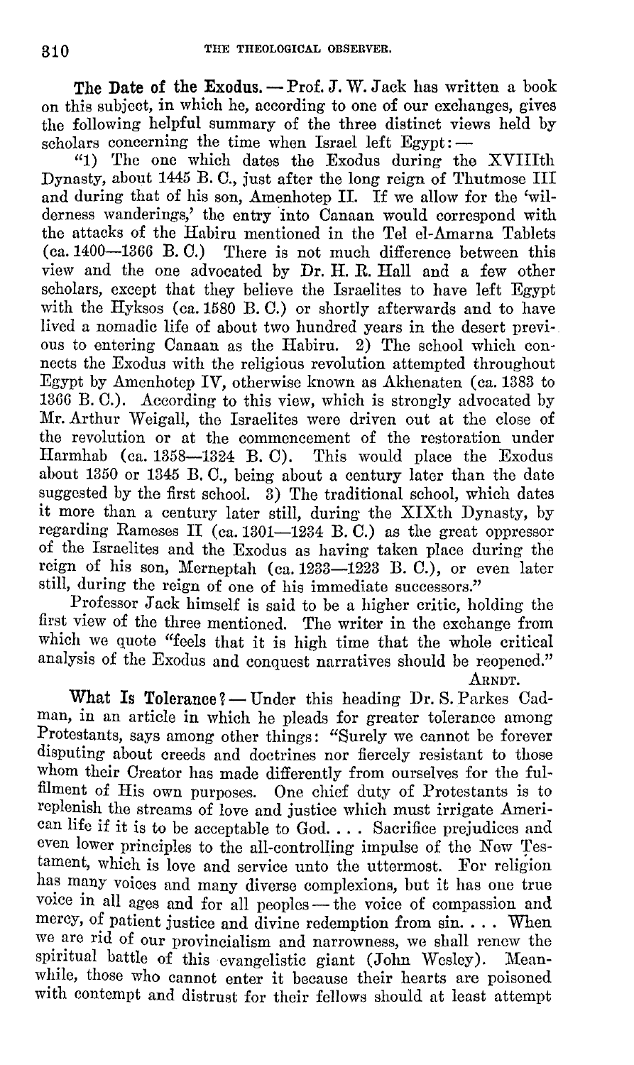**The Date of the Exodus.** — Prof. J. W. Jack has written a book on this subject, in which he, according to one of our exchanges, gives the following helpful summary of the three distinct views held by scholars concerning the time when Israel left Egypt: —

"1) The one which dates the Exodus during the XVIIIth Dynasty, about 1445 B. C., just after the long reign of Thutmose III and during that of his son, Amenhotep II. If we allow for the 'wilderness wanderings,' the entry into Canaan would correspond with the attacks of the Habiru mentioned in the Tel el-Amarna Tablets (ca. 1400—1366 B. C.) There is not much difference between this view and the one advocated by Dr. H. R. Hall and a few other scholars, except that they believe the Israelites to have left Egypt with the Hyksos (ca. 1580 B. C.) or shortly afterwards and to have lived a nomadic life of about two hundred years in the desert previous to entering Canaan as the Habiru. 2) The school which connects the Exodus with the religious revolution attempted throughout Egypt by Amenhotep IV, otherwise known as Akhenaten (ca. 1383 to 1366 B. C.). According to this view, which is strongly advocated by Mr. Arthur Weigall, the Israelites were driven out at the close of the revolution or at the commencement of the restoration under Harmhab (ca. 1358—1324 B. C). This would place the Exodus about 1350 or 1345 B. C., being about a century later than the date suggested by the first school. 3) The traditional school, which dates it more than a century later still, during the XIXth Dynasty, by regarding Rameses II (ca. 1301—1234 B. C.) as the great oppressor of the Israelites and the Exodus as having taken place during the reign of his son, Merneptah (ca. 1233—1223 B. C.), or even later still, during the reign of one of his immediate successors."

Professor Jack himself is said to be a higher critic, holding the first view of the three mentioned. The writer in the exchange from which we quote "feels that it is high time that the whole critical analysis of the Exodus and conquest narratives should be reopened."

Arndt.

**What Is Tolerance?** — Under this heading Dr. S. Parkes Cadman, in an article in which he pleads for greater tolerance among Protestants, says among other things: "Surely we cannot be forever disputing about creeds and doctrines nor fiercely resistant to those whom their Creator has made differently from ourselves for the fulfilment of His own purposes. One chief duty of Protestants is to replenish the streams of love and justice which must irrigate American life if it is to be acceptable to God. . . . Sacrifice prejudices and even lower principles to the all-controlling impulse of the New Testament, which is love and service unto the uttermost. For religion has many voices and many diverse complexions, but it has one true voice in all ages and for all peoples — the voice of compassion and mercy, of patient justice and divine redemption from sin. . . . When we are rid of our provincialism and narrowness, we shall renew the spiritual battle of this evangelistic giant (John Wesley). Meanwhile, those who cannot enter it because their hearts are poisoned with contempt and distrust for their fellows should at least attempt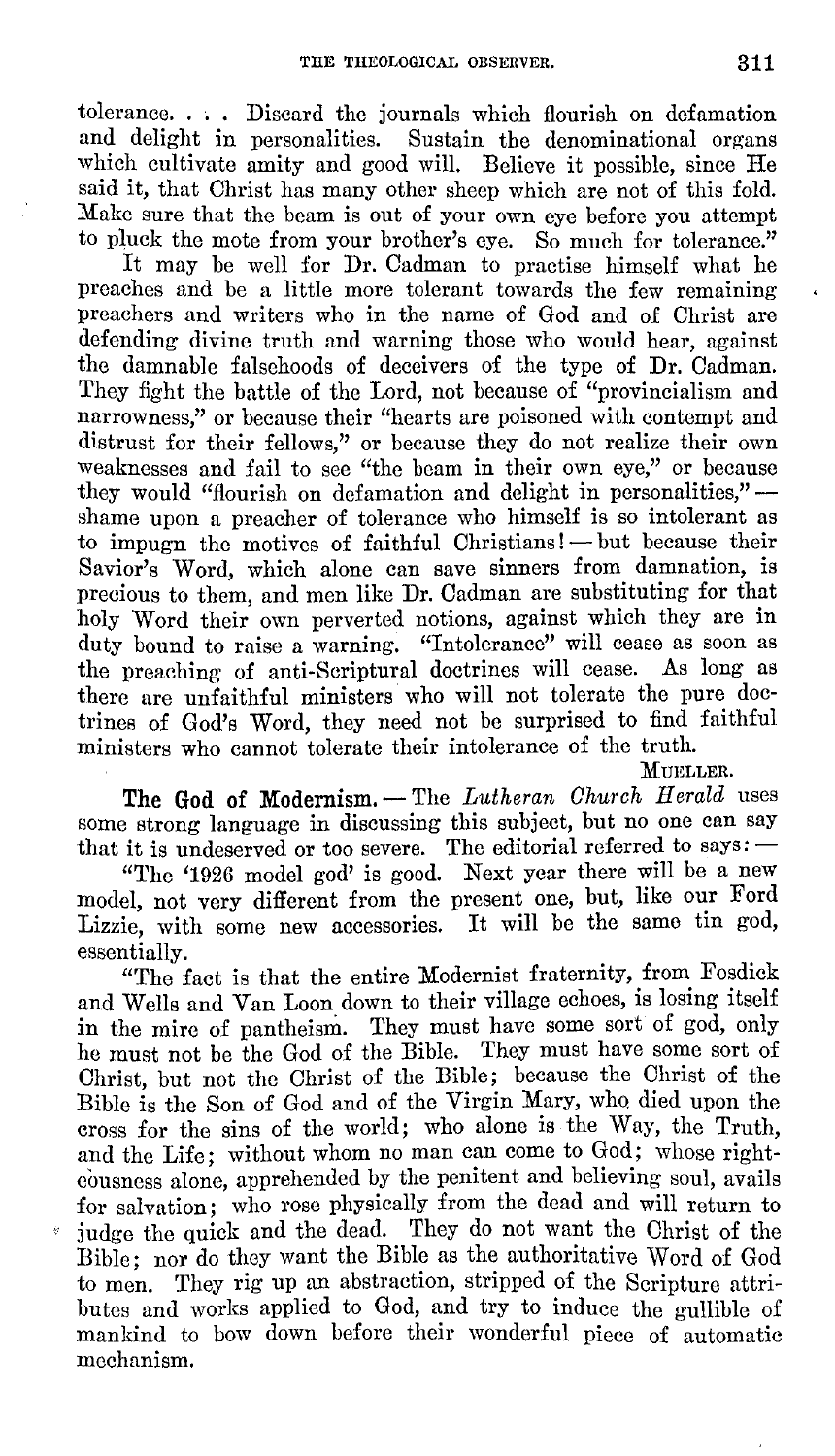tolerance. . . . Discard the journals which flourish on defamation and delight in personalities. Sustain the denominational organs which cultivate amity and good will. Believe it possible, since He said it, that Christ has many other sheep which are not of this fold. Make sure that the beam is out of your own eye before you attempt to pluck the mote from your brother's eye. So much for tolerance."

It may be well for Dr. Cadman to practise himself what he preaches and be a little more tolerant towards the few remaining preachers and writers who in the name of God and of Christ are defending divine truth and warning those who would hear, against the damnable falsehoods of deceivers of the type of Dr. Cadman. They fight the battle of the Lord, not because of "provincialism and narrowness," or because their "hearts are poisoned with contempt and distrust for their fellows," or because they do not realize their own weaknesses and fail to see "the beam in their own eye," or because they would "flourish on defamation and delight in personalities," — shame upon a preacher of tolerance who himself is so intolerant as to impugn the motives of faithful Christians! — but because their Savior's Word, which alone can save sinners from damnation, is precious to them, and men like Dr. Cadman are substituting for that holy Word their own perverted notions, against which they are in duty bound to raise a warning. "Intolerance" will cease as soon as the preaching of anti-Scriptural doctrines will cease. As long as there are unfaithful ministers who will not tolerate the pure doctrines of God's Word, they need not be surprised to find faithful ministers who cannot tolerate their intolerance of the truth.

MUELLER.

**The God of Modernism.** — The *Lutheran Church Herald* uses some strong language in discussing this subject, but no one can say that it is undeserved or too severe. The editorial referred to says: —

"The '1926 model god' is good. Next year there will be a new model, not very different from the present one, but, like our Ford Lizzie, with some new accessories. It will be the same tin god, essentially.

"The fact is that the entire Modernist fraternity, from Fosdick and Wells and Van Loon down to their village echoes, is losing itself in the mire of pantheism. They must have some sort of god, only he must not be the God of the Bible. They must have some sort of Christ, but not the Christ of the Bible; because the Christ of the Bible is the Son of God and of the Virgin Mary, who died upon the cross for the sins of the world; who alone is the Way, the Truth, and the Life; without whom no man can come to God; whose righteousness alone, apprehended by the penitent and believing soul, avails for salvation; who rose physically from the dead and will return to judge the quick and the dead. They do not want the Christ of the Bible; nor do they want the Bible as the authoritative Word of God to men. They rig up an abstraction, stripped of the Scripture attributes and works applied to God, and try to induce the gullible of mankind to bow down before their wonderful piece of automatic mechanism.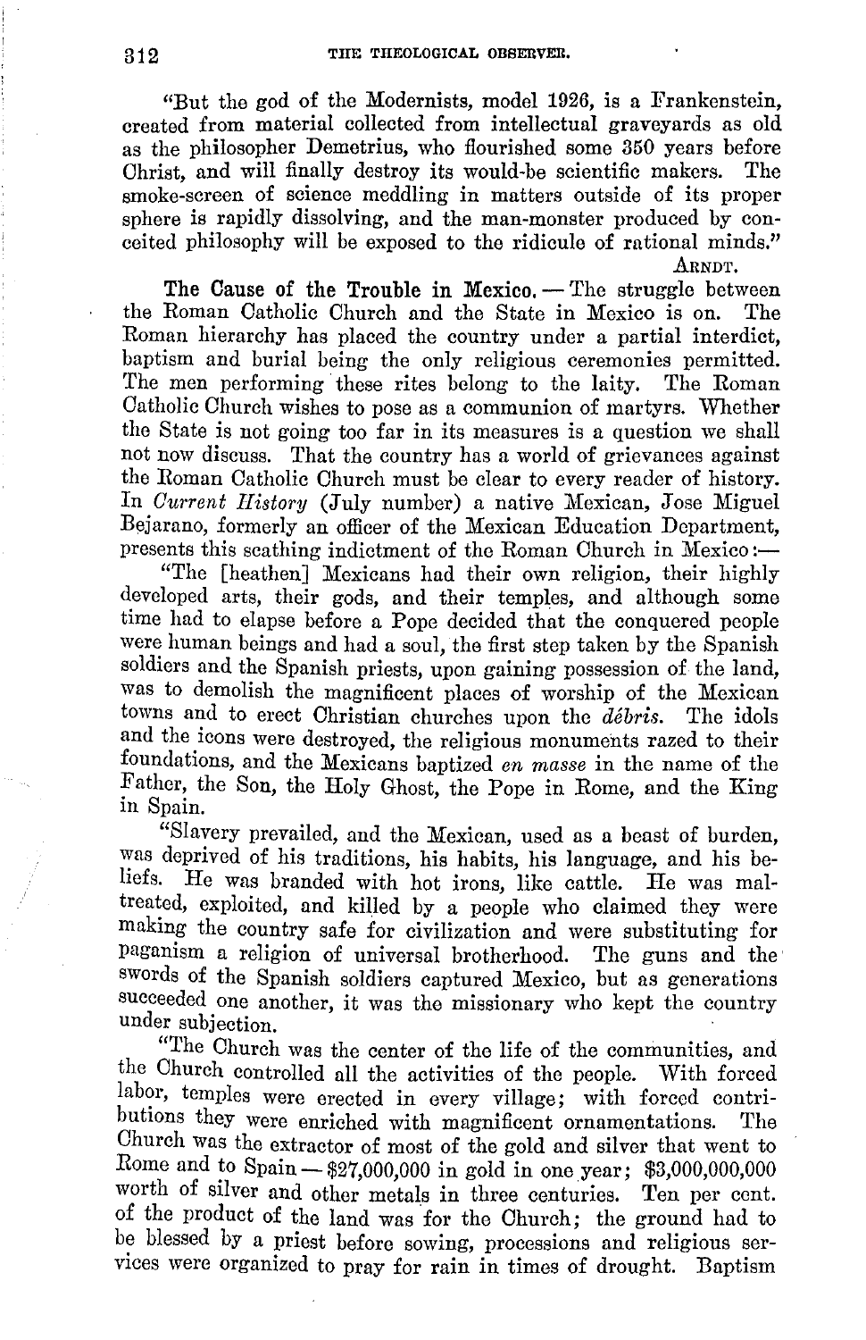"But the god of the Modernists, model 1926, is a Frankenstein, created from material collected from intellectual graveyards as old as the philosopher Demetrius, who flourished some 350 years before Christ, and will finally destroy its would-be scientific makers. The smoke-screen of science meddling in matters outside of its proper sphere is rapidly dissolving, and the man-monster produced by conceited philosophy will be exposed to the ridicule of rational minds."

ARNDT.

**The Cause of the Trouble in Mexico.** — The struggle between the Roman Catholic Church and the State in Mexico is on. The Roman hierarchy has placed the country under a partial interdict, baptism and burial being the only religious ceremonies permitted. The men performing these rites belong to the laity. The Roman Catholic Church wishes to pose as a communion of martyrs. Whether the State is not going too far in its measures is a question we shall not now discuss. That the country has a world of grievances against the Roman Catholic Church must be clear to every reader of history. In *Current History* (July number) a native Mexican, Jose Miguel Bejarano, formerly an officer of the Mexican Education Department, presents this scathing indictment of the Roman Church in Mexico:—

"The [heathen] Mexicans had their own religion, their highly developed arts, their gods, and their temples, and although some time had to elapse before a Pope decided that the conquered people were human beings and had a soul, the first step taken by the Spanish soldiers and the Spanish priests, upon gaining possession of the land, was to demolish the magnificent places of worship of the Mexican towns and to erect Christian churches upon the *débris*. The idols and the icons were destroyed, the religious monuments razed to their foundations, and the Mexicans baptized *en masse* in the name of the Father, the Son, the Holy Ghost, the Pope in Rome, and the King in Spain.

"Slavery prevailed, and the Mexican, used as a beast of burden, was deprived of his traditions, his habits, his language, and his beliefs. He was branded with hot irons, like cattle. He was maltreated, exploited, and killed by a people who claimed they were making the country safe for civilization and were substituting for paganism a religion of universal brotherhood. The guns and the swords of the Spanish soldiers captured Mexico, but as generations succeeded one another, it was the missionary who kept the country under subjection.

"The Church was the center of the life of the communities, and the Church controlled all the activities of the people. With forced labor, temples were erected in every village; with forced contributions they were enriched with magnificent ornamentations. The Church was the extractor of most of the gold and silver that went to Rome and to Spain — $27,000,000 in gold in one year; $3,000,000,000 worth of silver and other metals in three centuries. Ten per cent. of the product of the land was for the Church; the ground had to be blessed by a priest before sowing, processions and religious services were organized to pray for rain in times of drought. Baptism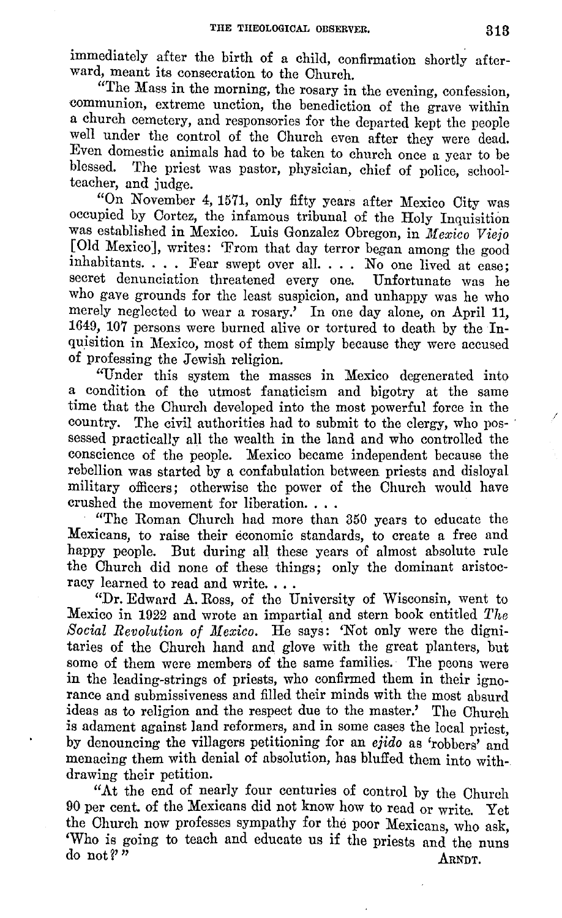immediately after the birth of a child, confirmation shortly afterward, meant its consecration to the Church.

"The Mass in the morning, the rosary in the evening, confession, communion, extreme unction, the benediction of the grave within a church cemetery, and responsories for the departed kept the people well under the control of the Church even after they were dead. Even domestic animals had to be taken to church once a year to be blessed. The priest was pastor, physician, chief of police, schoolteacher, and judge.

"On November 4, 1571, only fifty years after Mexico City was occupied by Cortez, the infamous tribunal of the Holy Inquisition was established in Mexico. Luis Gonzalez Obregon, in *Mexico Viejo* [Old Mexico], writes: 'From that day terror began among the good inhabitants. . . . Fear swept over all. . . . No one lived at ease; secret denunciation threatened every one. Unfortunate was he who gave grounds for the least suspicion, and unhappy was he who merely neglected to wear a rosary.' In one day alone, on April 11, 1649, 107 persons were burned alive or tortured to death by the Inquisition in Mexico, most of them simply because they were accused of professing the Jewish religion.

"Under this system the masses in Mexico degenerated into a condition of the utmost fanaticism and bigotry at the same time that the Church developed into the most powerful force in the country. The civil authorities had to submit to the clergy, who possessed practically all the wealth in the land and who controlled the conscience of the people. Mexico became independent because the rebellion was started by a confabulation between priests and disloyal military officers; otherwise the power of the Church would have crushed the movement for liberation. . . .

"The Roman Church had more than 350 years to educate the Mexicans, to raise their economic standards, to create a free and happy people. But during all these years of almost absolute rule the Church did none of these things; only the dominant aristocracy learned to read and write. . . .

"Dr. Edward A. Ross, of the University of Wisconsin, went to Mexico in 1922 and wrote an impartial and stern book entitled *The Social Revolution of Mexico*. He says: 'Not only were the dignitaries of the Church hand and glove with the great planters, but some of them were members of the same families. The peons were in the leading-strings of priests, who confirmed them in their ignorance and submissiveness and filled their minds with the most absurd ideas as to religion and the respect due to the master.' The Church is adament against land reformers, and in some cases the local priest, by denouncing the villagers petitioning for an *ejido* as 'robbers' and menacing them with denial of absolution, has bluffed them into withdrawing their petition.

"At the end of nearly four centuries of control by the Church 90 per cent. of the Mexicans did not know how to read or write. Yet the Church now professes sympathy for the poor Mexicans, who ask, 'Who is going to teach and educate us if the priests and the nuns do not?'"

ARNDT.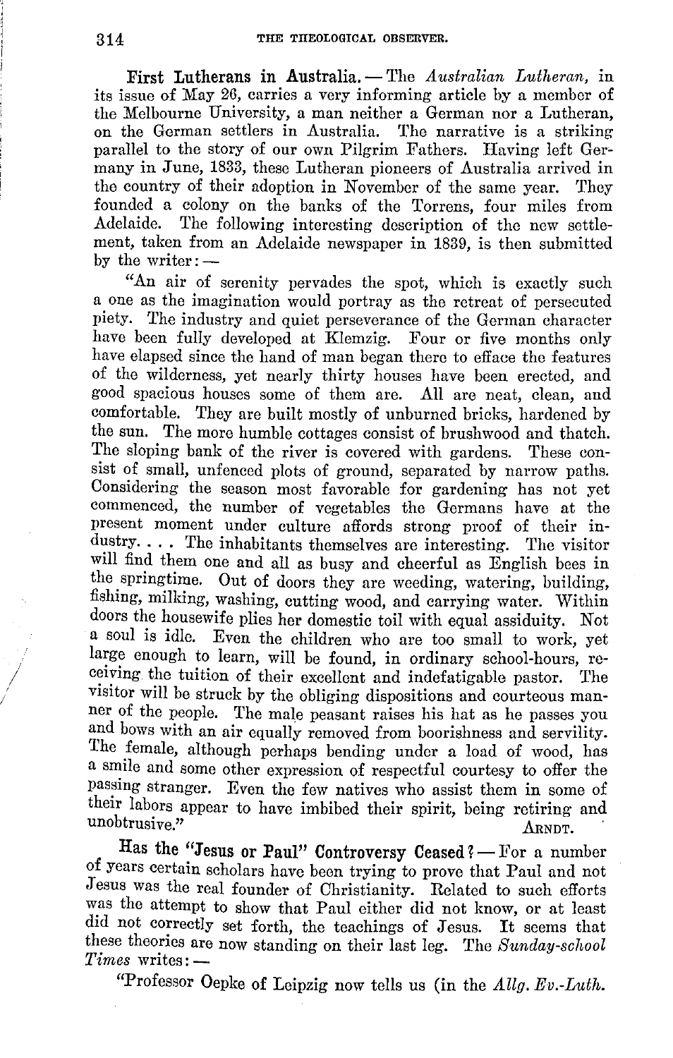**First Lutherans in Australia.** — The *Australian Lutheran*, in its issue of May 26, carries a very informing article by a member of the Melbourne University, a man neither a German nor a Lutheran, on the German settlers in Australia. The narrative is a striking parallel to the story of our own Pilgrim Fathers. Having left Germany in June, 1833, these Lutheran pioneers of Australia arrived in the country of their adoption in November of the same year. They founded a colony on the banks of the Torrens, four miles from Adelaide. The following interesting description of the new settlement, taken from an Adelaide newspaper in 1839, is then submitted by the writer: —

"An air of serenity pervades the spot, which is exactly such a one as the imagination would portray as the retreat of persecuted piety. The industry and quiet perseverance of the German character have been fully developed at Klemzig. Four or five months only have elapsed since the hand of man began there to efface the features of the wilderness, yet nearly thirty houses have been erected, and good spacious houses some of them are. All are neat, clean, and comfortable. They are built mostly of unburned bricks, hardened by the sun. The more humble cottages consist of brushwood and thatch. The sloping bank of the river is covered with gardens. These consist of small, unfenced plots of ground, separated by narrow paths. Considering the season most favorable for gardening has not yet commenced, the number of vegetables the Germans have at the present moment under culture affords strong proof of their industry. . . . The inhabitants themselves are interesting. The visitor will find them one and all as busy and cheerful as English bees in the springtime. Out of doors they are weeding, watering, building, fishing, milking, washing, cutting wood, and carrying water. Within doors the housewife plies her domestic toil with equal assiduity. Not a soul is idle. Even the children who are too small to work, yet large enough to learn, will be found, in ordinary school-hours, receiving the tuition of their excellent and indefatigable pastor. The visitor will be struck by the obliging dispositions and courteous manner of the people. The male peasant raises his hat as he passes you and bows with an air equally removed from boorishness and servility. The female, although perhaps bending under a load of wood, has a smile and some other expression of respectful courtesy to offer the passing stranger. Even the few natives who assist them in some of their labors appear to have imbibed their spirit, being retiring and unobtrusive."

ARNDT.

**Has the "Jesus or Paul" Controversy Ceased?** — For a number of years certain scholars have been trying to prove that Paul and not Jesus was the real founder of Christianity. Related to such efforts was the attempt to show that Paul either did not know, or at least did not correctly set forth, the teachings of Jesus. It seems that these theories are now standing on their last leg. The *Sunday-school Times* writes: —

"Professor Oepke of Leipzig now tells us (in the *Allg. Ev.-Luth.*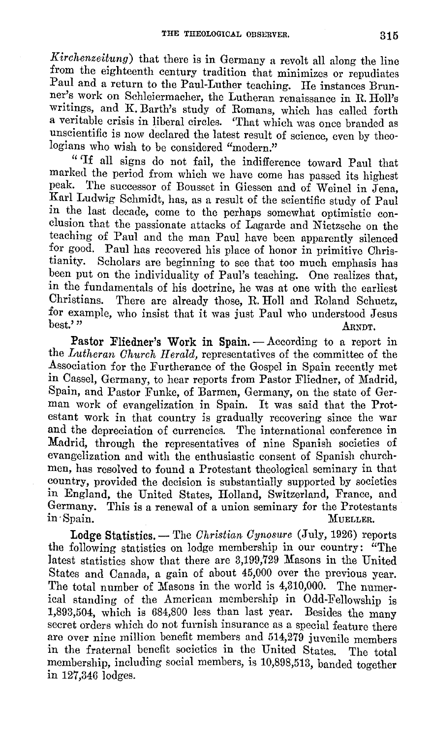*Kirchenzeitung*) that there is in Germany a revolt all along the line from the eighteenth century tradition that minimizes or repudiates Paul and a return to the Paul-Luther teaching. He instances Brunner's work on Schleiermacher, the Lutheran renaissance in R. Holl's writings, and K. Barth's study of Romans, which has called forth a veritable crisis in liberal circles. 'That which was once branded as unscientific is now declared the latest result of science, even by theologians who wish to be considered "modern."

"'If all signs do not fail, the indifference toward Paul that marked the period from which we have come has passed its highest peak. The successor of Bousset in Giessen and of Weinel in Jena, Karl Ludwig Schmidt, has, as a result of the scientific study of Paul in the last decade, come to the perhaps somewhat optimistic conclusion that the passionate attacks of Lagarde and Nietzsche on the teaching of Paul and the man Paul have been apparently silenced for good. Paul has recovered his place of honor in primitive Christianity. Scholars are beginning to see that too much emphasis has been put on the individuality of Paul's teaching. One realizes that, in the fundamentals of his doctrine, he was at one with the earliest Christians. There are already those, R. Holl and Roland Schuetz, for example, who insist that it was just Paul who understood Jesus best.'"

ARNDT.

**Pastor Fliedner's Work in Spain.** — According to a report in the *Lutheran Church Herald*, representatives of the committee of the Association for the Furtherance of the Gospel in Spain recently met in Cassel, Germany, to hear reports from Pastor Fliedner, of Madrid, Spain, and Pastor Funke, of Barmen, Germany, on the state of German work of evangelization in Spain. It was said that the Protestant work in that country is gradually recovering since the war and the depreciation of currencies. The international conference in Madrid, through the representatives of nine Spanish societies of evangelization and with the enthusiastic consent of Spanish churchmen, has resolved to found a Protestant theological seminary in that country, provided the decision is substantially supported by societies in England, the United States, Holland, Switzerland, France, and Germany. This is a renewal of a union seminary for the Protestants in Spain.

MUELLER.

**Lodge Statistics.** — The *Christian Cynosure* (July, 1926) reports the following statistics on lodge membership in our country: "The latest statistics show that there are 3,199,729 Masons in the United States and Canada, a gain of about 45,000 over the previous year. The total number of Masons in the world is 4,310,000. The numerical standing of the American membership in Odd-Fellowship is 1,893,504, which is 684,800 less than last year. Besides the many secret orders which do not furnish insurance as a special feature there are over nine million benefit members and 514,279 juvenile members in the fraternal benefit societies in the United States. The total membership, including social members, is 10,898,513, banded together in 127,346 lodges.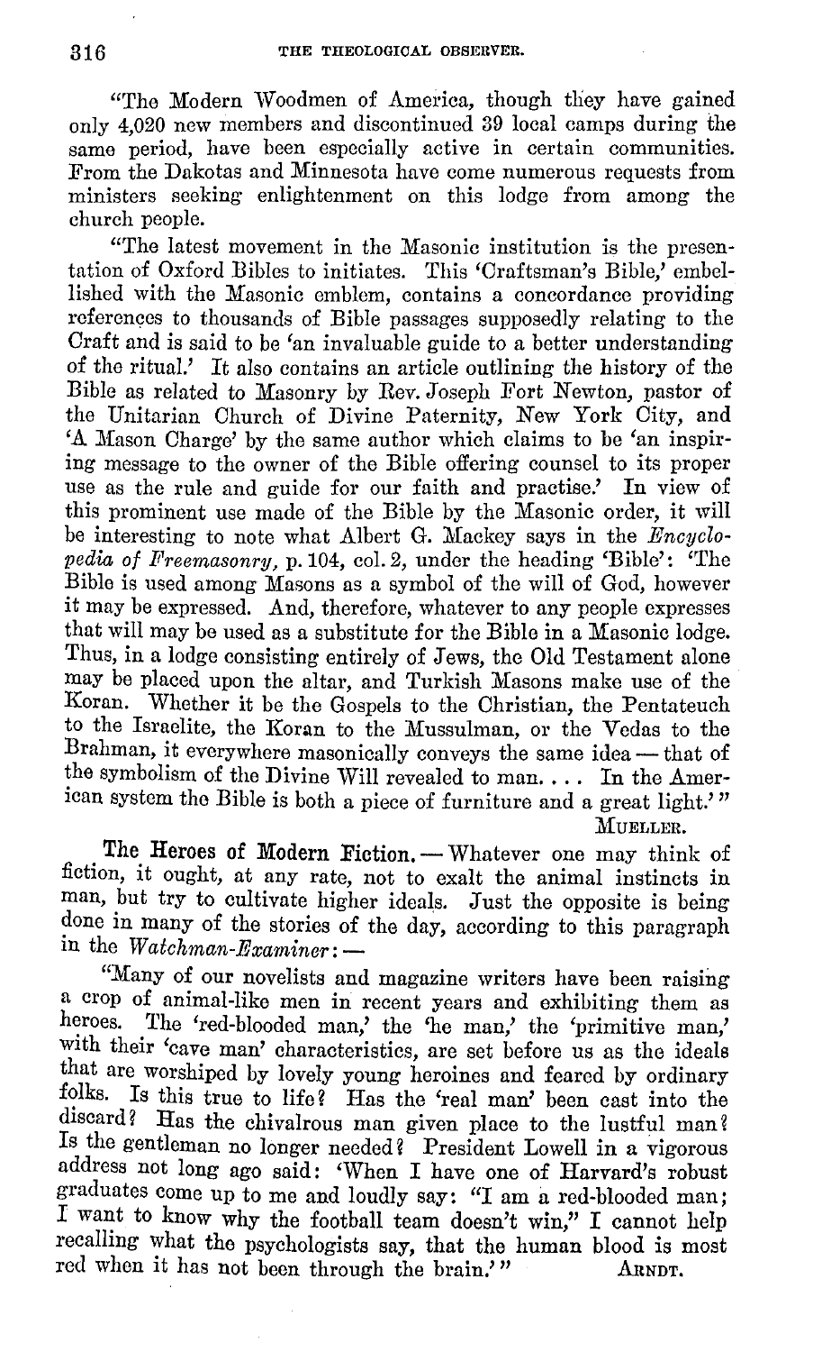"The Modern Woodmen of America, though they have gained only 4,020 new members and discontinued 39 local camps during the same period, have been especially active in certain communities. From the Dakotas and Minnesota have come numerous requests from ministers seeking enlightenment on this lodge from among the church people.

"The latest movement in the Masonic institution is the presentation of Oxford Bibles to initiates. This 'Craftsman's Bible,' embellished with the Masonic emblem, contains a concordance providing references to thousands of Bible passages supposedly relating to the Craft and is said to be 'an invaluable guide to a better understanding of the ritual.' It also contains an article outlining the history of the Bible as related to Masonry by Rev. Joseph Fort Newton, pastor of the Unitarian Church of Divine Paternity, New York City, and 'A Mason Charge' by the same author which claims to be 'an inspiring message to the owner of the Bible offering counsel to its proper use as the rule and guide for our faith and practise.' In view of this prominent use made of the Bible by the Masonic order, it will be interesting to note what Albert G. Mackey says in the *Encyclopedia of Freemasonry*, p. 104, col. 2, under the heading 'Bible': 'The Bible is used among Masons as a symbol of the will of God, however it may be expressed. And, therefore, whatever to any people expresses that will may be used as a substitute for the Bible in a Masonic lodge. Thus, in a lodge consisting entirely of Jews, the Old Testament alone may be placed upon the altar, and Turkish Masons make use of the Koran. Whether it be the Gospels to the Christian, the Pentateuch to the Israelite, the Koran to the Mussulman, or the Vedas to the Brahman, it everywhere masonically conveys the same idea — that of the symbolism of the Divine Will revealed to man. . . . In the American system the Bible is both a piece of furniture and a great light.'"

MUELLER.

**The Heroes of Modern Fiction.** — Whatever one may think of fiction, it ought, at any rate, not to exalt the animal instincts in man, but try to cultivate higher ideals. Just the opposite is being done in many of the stories of the day, according to this paragraph in the *Watchman-Examiner*: —

"Many of our novelists and magazine writers have been raising a crop of animal-like men in recent years and exhibiting them as heroes. The 'red-blooded man,' the 'he man,' the 'primitive man,' with their 'cave man' characteristics, are set before us as the ideals that are worshiped by lovely young heroines and feared by ordinary folks. Is this true to life? Has the 'real man' been cast into the discard? Has the chivalrous man given place to the lustful man? Is the gentleman no longer needed? President Lowell in a vigorous address not long ago said: 'When I have one of Harvard's robust graduates come up to me and loudly say: "I am a red-blooded man; I want to know why the football team doesn't win," I cannot help recalling what the psychologists say, that the human blood is most red when it has not been through the brain.'"

ARNDT.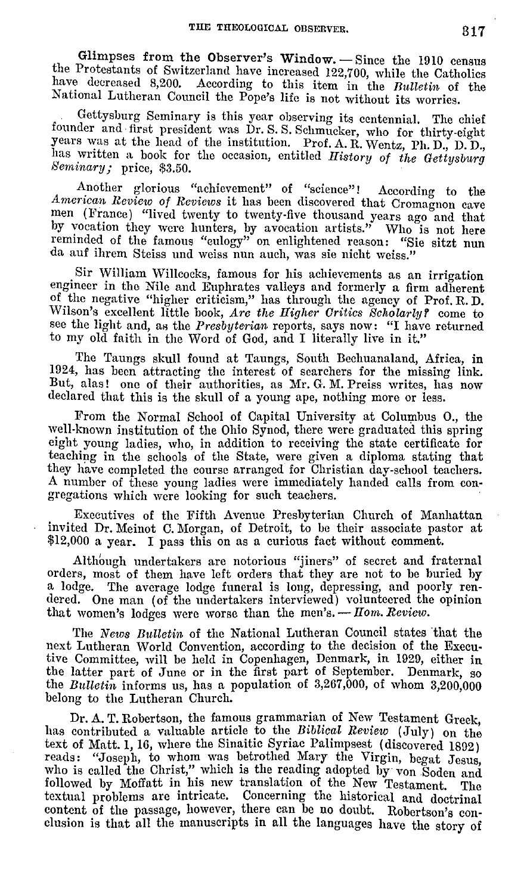**Glimpses from the Observer's Window.** — Since the 1910 census the Protestants of Switzerland have increased 122,700, while the Catholics have decreased 8,200. According to this item in the *Bulletin* of the National Lutheran Council the Pope's life is not without its worries.

Gettysburg Seminary is this year observing its centennial. The chief founder and first president was Dr. S. S. Schmucker, who for thirty-eight years was at the head of the institution. Prof. A. R. Wentz, Ph. D., D. D., has written a book for the occasion, entitled *History of the Gettysburg Seminary;* price, $3.50.

Another glorious "achievement" of "science"! According to the *American Review of Reviews* it has been discovered that Cromagnon cave men (France) "lived twenty to twenty-five thousand years ago and that by vocation they were hunters, by avocation artists." Who is not here reminded of the famous "eulogy" on enlightened reason: "Sie sitzt nun da auf ihrem Steiss und weiss nun auch, was sie nicht weiss."

Sir William Willcocks, famous for his achievements as an irrigation engineer in the Nile and Euphrates valleys and formerly a firm adherent of the negative "higher criticism," has through the agency of Prof. R. D. Wilson's excellent little book, *Are the Higher Critics Scholarly?* come to see the light and, as the *Presbyterian* reports, says now: "I have returned to my old faith in the Word of God, and I literally live in it."

The Taungs skull found at Taungs, South Bechuanaland, Africa, in 1924, has been attracting the interest of searchers for the missing link. But, alas! one of their authorities, as Mr. G. M. Preiss writes, has now declared that this is the skull of a young ape, nothing more or less.

From the Normal School of Capital University at Columbus O., the well-known institution of the Ohio Synod, there were graduated this spring eight young ladies, who, in addition to receiving the state certificate for teaching in the schools of the State, were given a diploma stating that they have completed the course arranged for Christian day-school teachers. A number of these young ladies were immediately handed calls from congregations which were looking for such teachers.

Executives of the Fifth Avenue Presbyterian Church of Manhattan invited Dr. Meinot C. Morgan, of Detroit, to be their associate pastor at $12,000 a year. I pass this on as a curious fact without comment.

Although undertakers are notorious "jiners" of secret and fraternal orders, most of them have left orders that they are not to be buried by a lodge. The average lodge funeral is long, depressing, and poorly rendered. One man (of the undertakers interviewed) volunteered the opinion that women's lodges were worse than the men's. — *Hom. Review.*

The *News Bulletin* of the National Lutheran Council states that the next Lutheran World Convention, according to the decision of the Executive Committee, will be held in Copenhagen, Denmark, in 1929, either in the latter part of June or in the first part of September. Denmark, so the *Bulletin* informs us, has a population of 3,267,000, of whom 3,200,000 belong to the Lutheran Church.

Dr. A. T. Robertson, the famous grammarian of New Testament Greek, has contributed a valuable article to the *Biblical Review* (July) on the text of Matt. 1, 16, where the Sinaitic Syriac Palimpsest (discovered 1892) reads: "Joseph, to whom was betrothed Mary the Virgin, begat Jesus, who is called the Christ," which is the reading adopted by von Soden and followed by Moffatt in his new translation of the New Testament. The textual problems are intricate. Concerning the historical and doctrinal content of the passage, however, there can be no doubt. Robertson's conclusion is that all the manuscripts in all the languages have the story of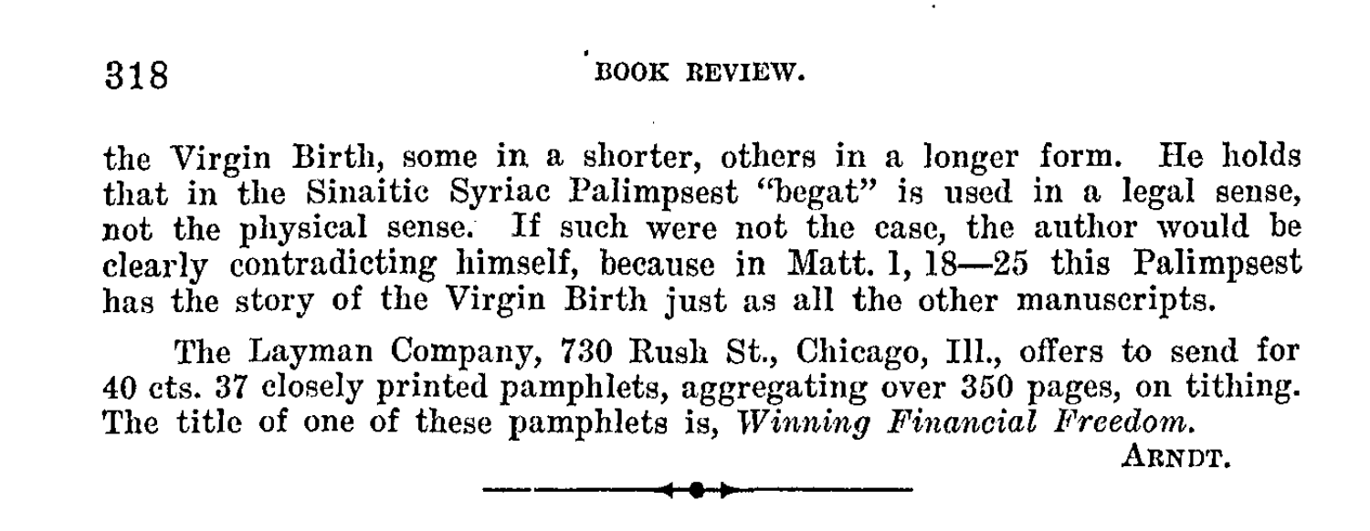the Virgin Birth, some in a shorter, others in a longer form. He holds that in the Sinaitic Syriac Palimpsest "begat" is used in a legal sense, not the physical sense. If such were not the case, the author would be clearly contradicting himself, because in Matt. 1, 18—25 this Palimpsest has the story of the Virgin Birth just as all the other manuscripts.

The Layman Company, 730 Rush St., Chicago, Ill., offers to send for 40 cts. 37 closely printed pamphlets, aggregating over 350 pages, on tithing. The title of one of these pamphlets is, *Winning Financial Freedom.*

ARNDT.